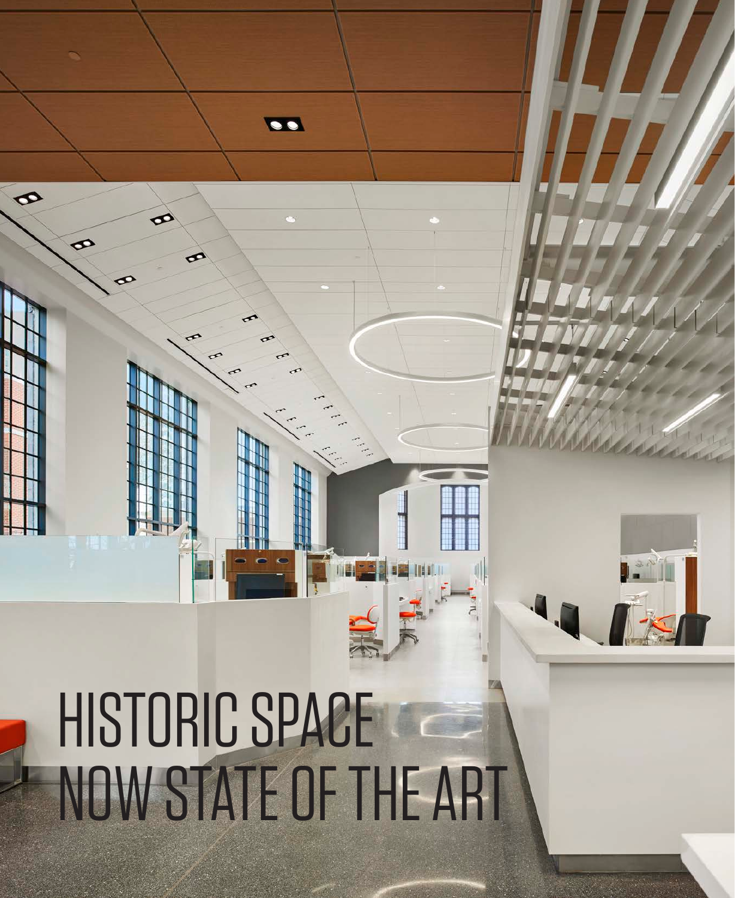# HISTORIC SPACE NOW STATE OF THE ART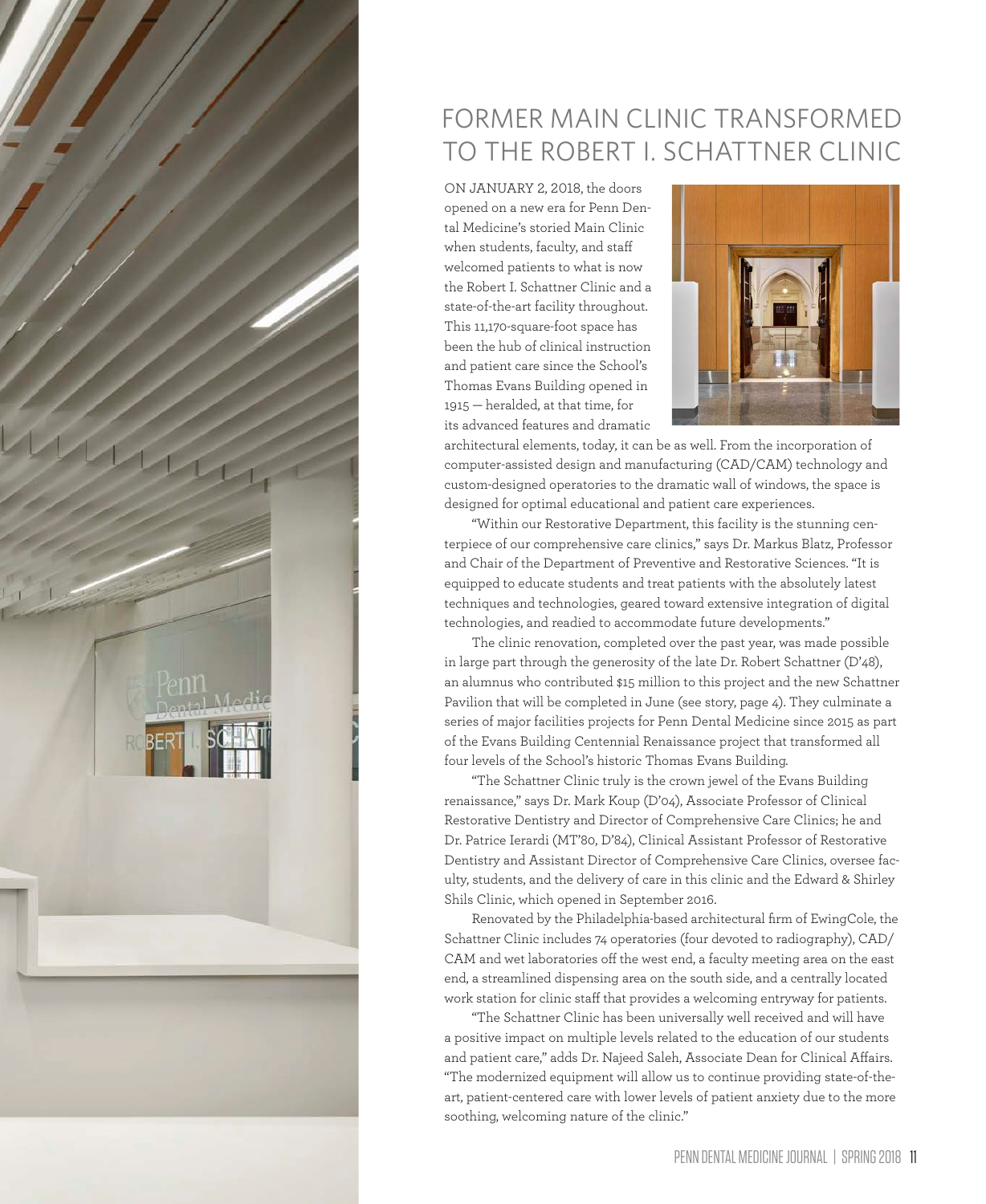# FORMER MAIN CLINIC TRANSFORMED TO THE ROBERT I. SCHATTNER CLINIC

ON JANUARY 2, 2018, the doors opened on a new era for Penn Dental Medicine's storied Main Clinic when students, faculty, and staff welcomed patients to what is now the Robert I. Schattner Clinic and a state-of-the-art facility throughout. This 11,170-square-foot space has been the hub of clinical instruction and patient care since the School's Thomas Evans Building opened in 1915 — heralded, at that time, for its advanced features and dramatic architectural elements, today, it can be as well. From the incorporation of computer-assisted design and manufacturing (CAD/CAM) technology and custom-designed operatories to the dramatic wall of windows, the space is designed for optimal educational and patient care experiences.

"Within our Restorative Department, this facility is the stunning centerpiece of our comprehensive care clinics," says Dr. Markus Blatz, Professor and Chair of the Department of Preventive and Restorative Sciences. "It is equipped to educate students and treat patients with the absolutely latest techniques and technologies, geared toward extensive integration of digital technologies, and readied to accommodate future developments."

The clinic renovation, completed over the past year, was made possible in large part through the generosity of the late Dr. Robert Schattner (D'48), an alumnus who contributed $15 million to this project and the new Schattner Pavilion that will be completed in June (see story, page 4). They culminate a series of major facilities projects for Penn Dental Medicine since 2015 as part of the Evans Building Centennial Renaissance project that transformed all four levels of the School's historic Thomas Evans Building.

"The Schattner Clinic truly is the crown jewel of the Evans Building renaissance," says Dr. Mark Koup (D'04), Associate Professor of Clinical Restorative Dentistry and Director of Comprehensive Care Clinics; he and Dr. Patrice Ierardi (MT'80, D'84), Clinical Assistant Professor of Restorative Dentistry and Assistant Director of Comprehensive Care Clinics, oversee faculty, students, and the delivery of care in this clinic and the Edward & Shirley Shils Clinic, which opened in September 2016.

Renovated by the Philadelphia-based architectural firm of EwingCole, the Schattner Clinic includes 74 operatories (four devoted to radiography), CAD/CAM and wet laboratories off the west end, a faculty meeting area on the east end, a streamlined dispensing area on the south side, and a centrally located work station for clinic staff that provides a welcoming entryway for patients.

"The Schattner Clinic has been universally well received and will have a positive impact on multiple levels related to the education of our students and patient care," adds Dr. Najeed Saleh, Associate Dean for Clinical Affairs. "The modernized equipment will allow us to continue providing state-of-the-art, patient-centered care with lower levels of patient anxiety due to the more soothing, welcoming nature of the clinic."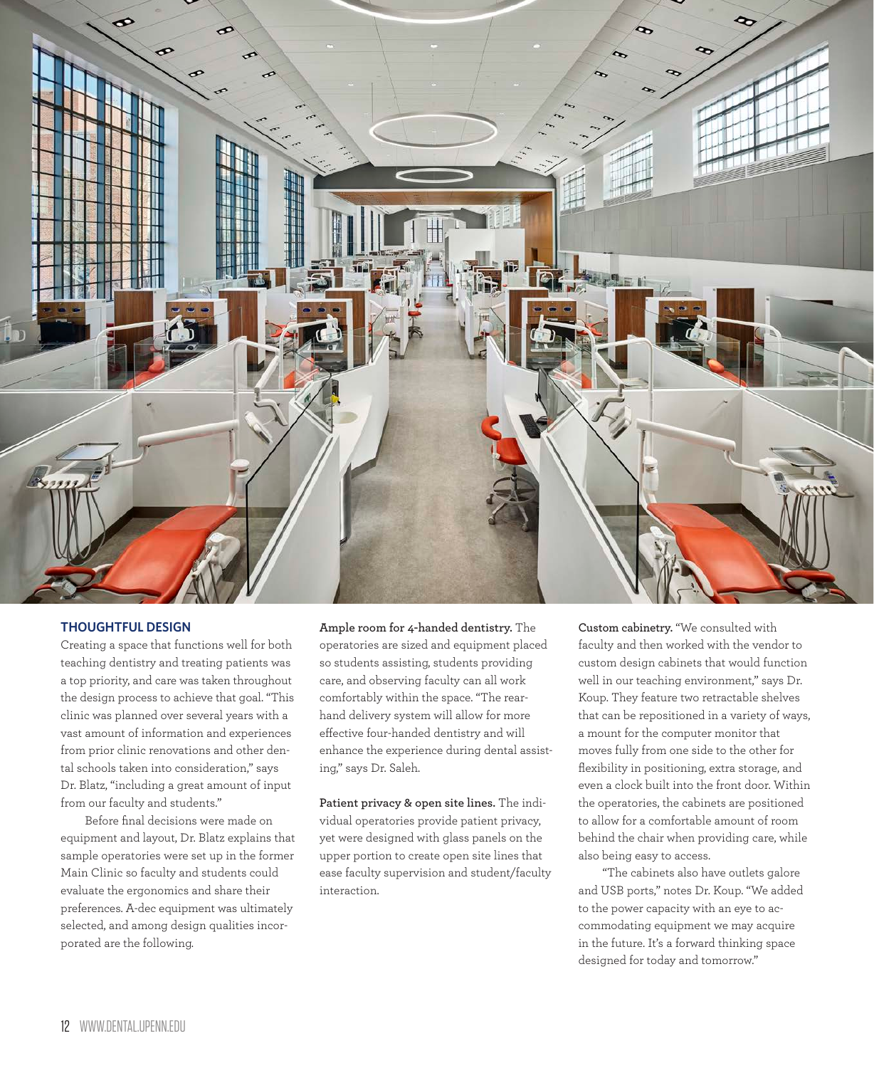## THOUGHTFUL DESIGN

Creating a space that functions well for both teaching dentistry and treating patients was a top priority, and care was taken throughout the design process to achieve that goal. "This clinic was planned over several years with a vast amount of information and experiences from prior clinic renovations and other dental schools taken into consideration," says Dr. Blatz, "including a great amount of input from our faculty and students."

Before final decisions were made on equipment and layout, Dr. Blatz explains that sample operatories were set up in the former Main Clinic so faculty and students could evaluate the ergonomics and share their preferences. A-dec equipment was ultimately selected, and among design qualities incorporated are the following.

**Ample room for 4-handed dentistry.** The operatories are sized and equipment placed so students assisting, students providing care, and observing faculty can all work comfortably within the space. "The rear-hand delivery system will allow for more effective four-handed dentistry and will enhance the experience during dental assisting," says Dr. Saleh.

**Patient privacy & open site lines.** The individual operatories provide patient privacy, yet were designed with glass panels on the upper portion to create open site lines that ease faculty supervision and student/faculty interaction.

**Custom cabinetry.** "We consulted with faculty and then worked with the vendor to custom design cabinets that would function well in our teaching environment," says Dr. Koup. They feature two retractable shelves that can be repositioned in a variety of ways, a mount for the computer monitor that moves fully from one side to the other for flexibility in positioning, extra storage, and even a clock built into the front door. Within the operatories, the cabinets are positioned to allow for a comfortable amount of room behind the chair when providing care, while also being easy to access.

"The cabinets also have outlets galore and USB ports," notes Dr. Koup. "We added to the power capacity with an eye to accommodating equipment we may acquire in the future. It's a forward thinking space designed for today and tomorrow."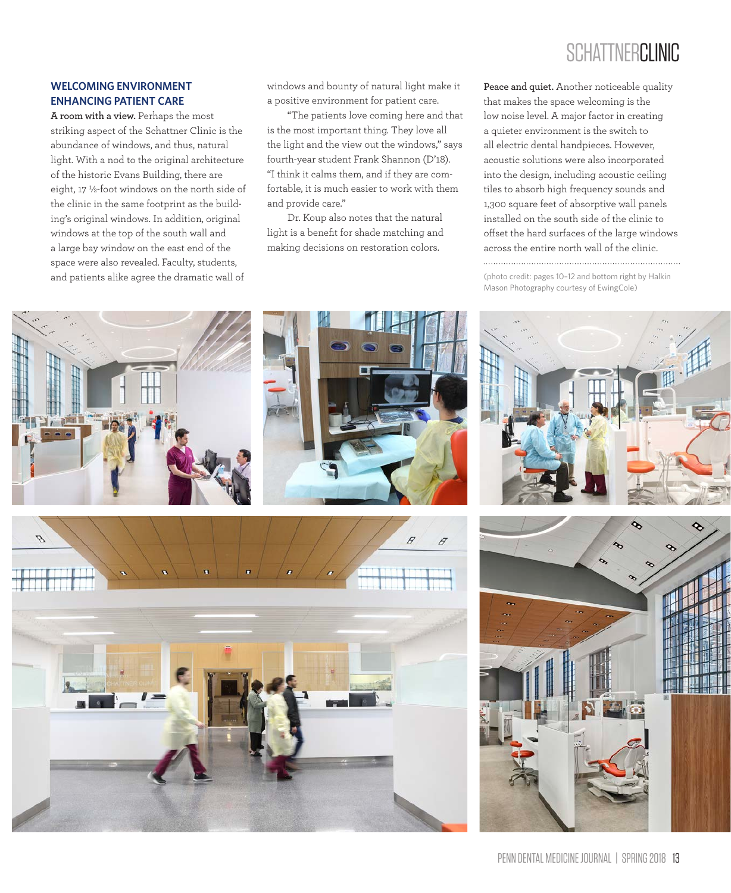## WELCOMING ENVIRONMENT ENHANCING PATIENT CARE

**A room with a view.** Perhaps the most striking aspect of the Schattner Clinic is the abundance of windows, and thus, natural light. With a nod to the original architecture of the historic Evans Building, there are eight, 17 ½-foot windows on the north side of the clinic in the same footprint as the building's original windows. In addition, original windows at the top of the south wall and a large bay window on the east end of the space were also revealed. Faculty, students, and patients alike agree the dramatic wall of windows and bounty of natural light make it a positive environment for patient care.

"The patients love coming here and that is the most important thing. They love all the light and the view out the windows," says fourth-year student Frank Shannon (D'18). "I think it calms them, and if they are comfortable, it is much easier to work with them and provide care."

Dr. Koup also notes that the natural light is a benefit for shade matching and making decisions on restoration colors.

**Peace and quiet.** Another noticeable quality that makes the space welcoming is the low noise level. A major factor in creating a quieter environment is the switch to all electric dental handpieces. However, acoustic solutions were also incorporated into the design, including acoustic ceiling tiles to absorb high frequency sounds and 1,300 square feet of absorptive wall panels installed on the south side of the clinic to offset the hard surfaces of the large windows across the entire north wall of the clinic.

(photo credit: pages 10–12 and bottom right by Halkin Mason Photography courtesy of EwingCole)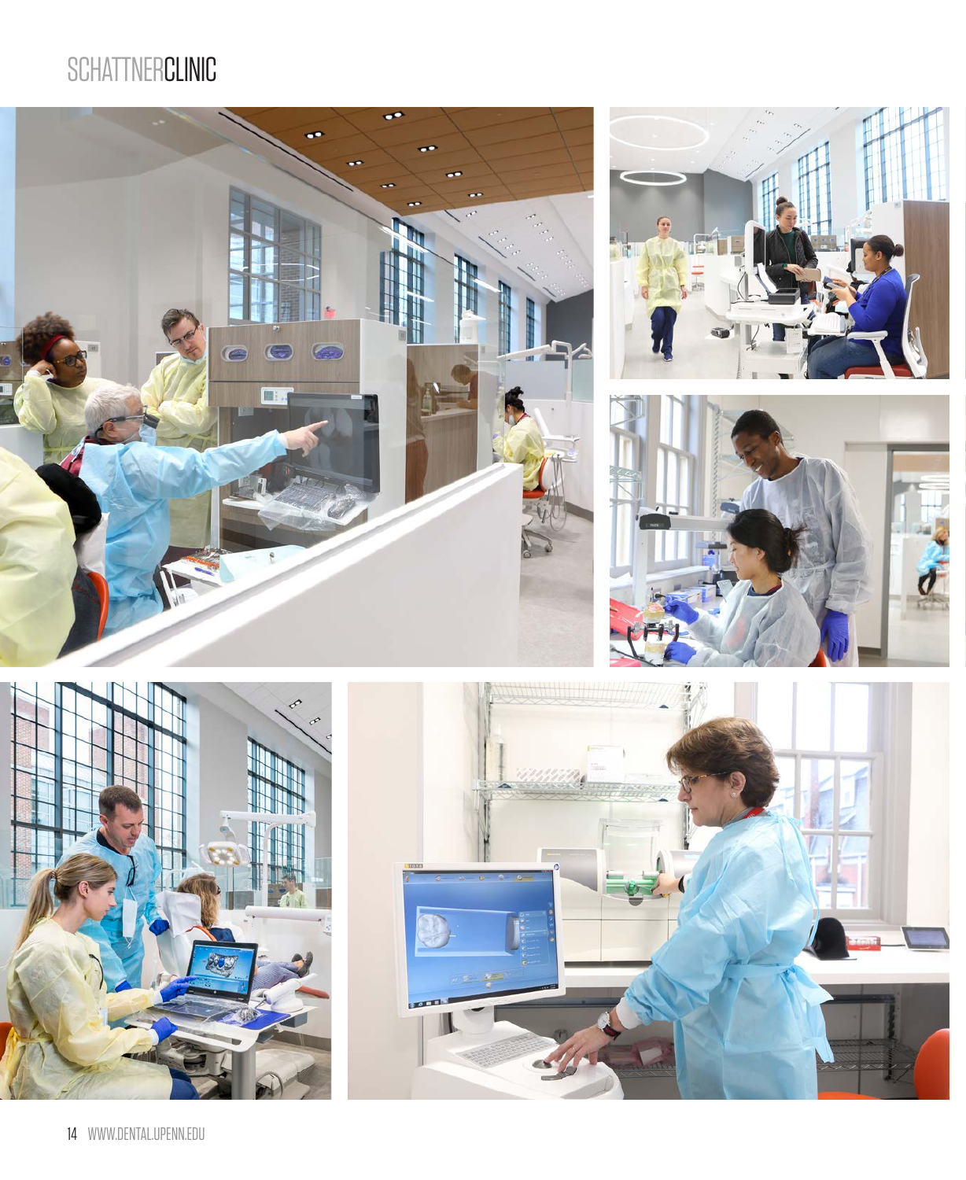SCHATTNERCLINIC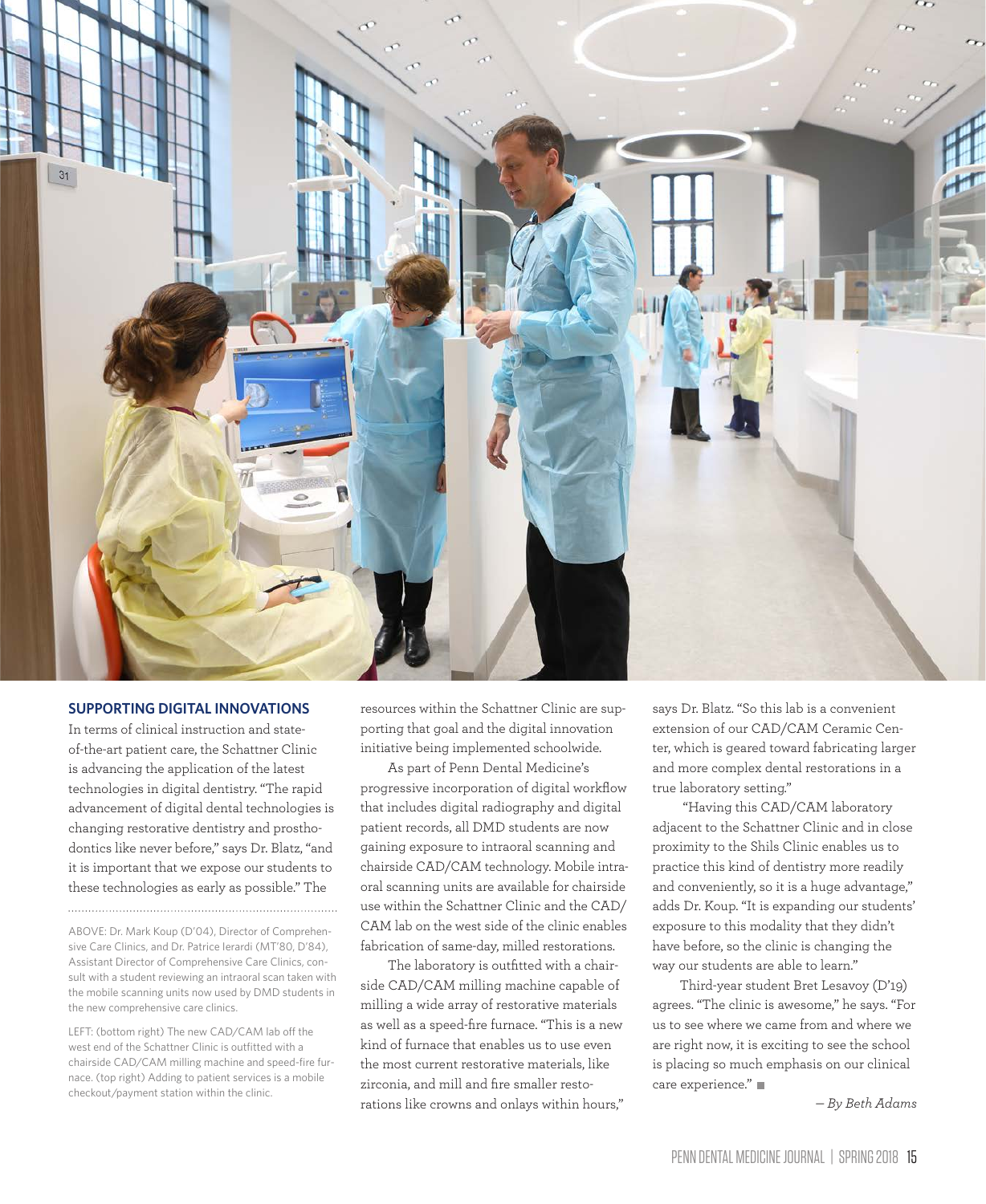## SUPPORTING DIGITAL INNOVATIONS

In terms of clinical instruction and state-of-the-art patient care, the Schattner Clinic is advancing the application of the latest technologies in digital dentistry. "The rapid advancement of digital dental technologies is changing restorative dentistry and prosthodontics like never before," says Dr. Blatz, "and it is important that we expose our students to these technologies as early as possible." The resources within the Schattner Clinic are supporting that goal and the digital innovation initiative being implemented schoolwide.

As part of Penn Dental Medicine's progressive incorporation of digital workflow that includes digital radiography and digital patient records, all DMD students are now gaining exposure to intraoral scanning and chairside CAD/CAM technology. Mobile intraoral scanning units are available for chairside use within the Schattner Clinic and the CAD/CAM lab on the west side of the clinic enables fabrication of same-day, milled restorations.

The laboratory is outfitted with a chairside CAD/CAM milling machine capable of milling a wide array of restorative materials as well as a speed-fire furnace. "This is a new kind of furnace that enables us to use even the most current restorative materials, like zirconia, and mill and fire smaller restorations like crowns and onlays within hours," says Dr. Blatz. "So this lab is a convenient extension of our CAD/CAM Ceramic Center, which is geared toward fabricating larger and more complex dental restorations in a true laboratory setting."

"Having this CAD/CAM laboratory adjacent to the Schattner Clinic and in close proximity to the Shils Clinic enables us to practice this kind of dentistry more readily and conveniently, so it is a huge advantage," adds Dr. Koup. "It is expanding our students' exposure to this modality that they didn't have before, so the clinic is changing the way our students are able to learn."

Third-year student Bret Lesavoy (D'19) agrees. "The clinic is awesome," he says. "For us to see where we came from and where we are right now, it is exciting to see the school is placing so much emphasis on our clinical care experience."

*— By Beth Adams*

ABOVE: Dr. Mark Koup (D'04), Director of Comprehensive Care Clinics, and Dr. Patrice Ierardi (MT'80, D'84), Assistant Director of Comprehensive Care Clinics, consult with a student reviewing an intraoral scan taken with the mobile scanning units now used by DMD students in the new comprehensive care clinics.

LEFT: (bottom right) The new CAD/CAM lab off the west end of the Schattner Clinic is outfitted with a chairside CAD/CAM milling machine and speed-fire furnace. (top right) Adding to patient services is a mobile checkout/payment station within the clinic.